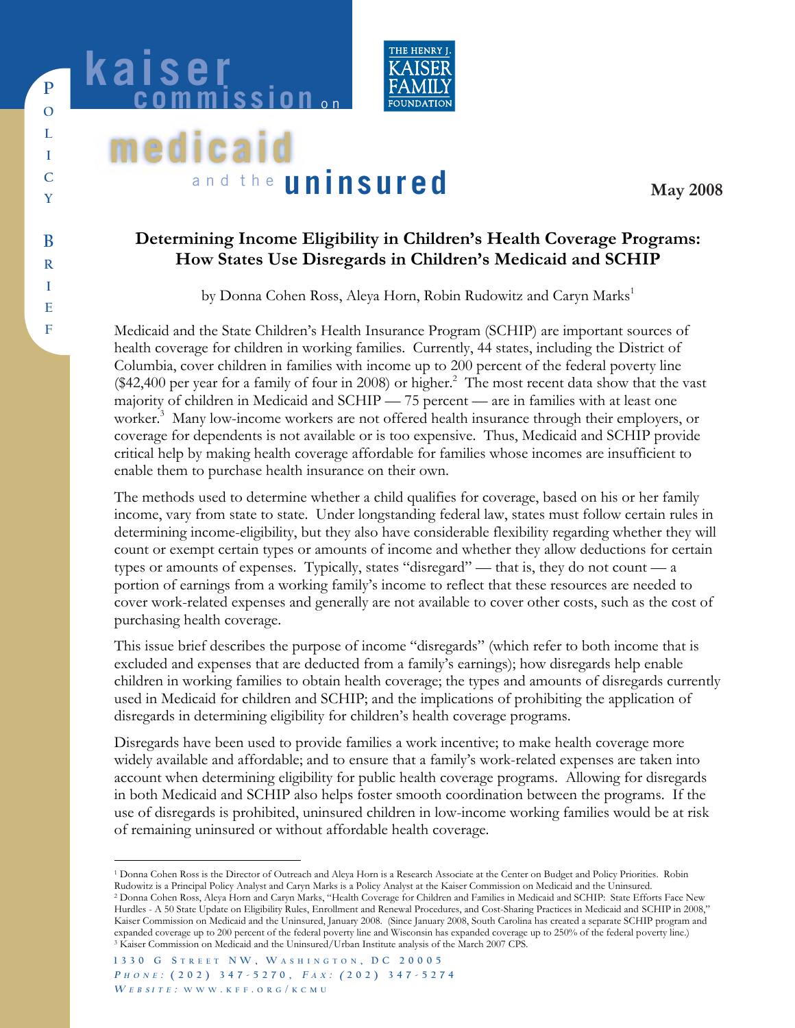kaiser commission on medicaid and the uninsured

POLICY BRIEF

May 2008

# Determining Income Eligibility in Children's Health Coverage Programs: How States Use Disregards in Children's Medicaid and SCHIP

by Donna Cohen Ross, Aleya Horn, Robin Rudowitz and Caryn Marks[1]

Medicaid and the State Children's Health Insurance Program (SCHIP) are important sources of health coverage for children in working families. Currently, 44 states, including the District of Columbia, cover children in families with income up to 200 percent of the federal poverty line ($42,400 per year for a family of four in 2008) or higher.[2] The most recent data show that the vast majority of children in Medicaid and SCHIP — 75 percent — are in families with at least one worker.[3] Many low-income workers are not offered health insurance through their employers, or coverage for dependents is not available or is too expensive. Thus, Medicaid and SCHIP provide critical help by making health coverage affordable for families whose incomes are insufficient to enable them to purchase health insurance on their own.

The methods used to determine whether a child qualifies for coverage, based on his or her family income, vary from state to state. Under longstanding federal law, states must follow certain rules in determining income-eligibility, but they also have considerable flexibility regarding whether they will count or exempt certain types or amounts of income and whether they allow deductions for certain types or amounts of expenses. Typically, states "disregard" — that is, they do not count — a portion of earnings from a working family's income to reflect that these resources are needed to cover work-related expenses and generally are not available to cover other costs, such as the cost of purchasing health coverage.

This issue brief describes the purpose of income "disregards" (which refer to both income that is excluded and expenses that are deducted from a family's earnings); how disregards help enable children in working families to obtain health coverage; the types and amounts of disregards currently used in Medicaid for children and SCHIP; and the implications of prohibiting the application of disregards in determining eligibility for children's health coverage programs.

Disregards have been used to provide families a work incentive; to make health coverage more widely available and affordable; and to ensure that a family's work-related expenses are taken into account when determining eligibility for public health coverage programs. Allowing for disregards in both Medicaid and SCHIP also helps foster smooth coordination between the programs. If the use of disregards is prohibited, uninsured children in low-income working families would be at risk of remaining uninsured or without affordable health coverage.

---

[1] Donna Cohen Ross is the Director of Outreach and Aleya Horn is a Research Associate at the Center on Budget and Policy Priorities. Robin Rudowitz is a Principal Policy Analyst and Caryn Marks is a Policy Analyst at the Kaiser Commission on Medicaid and the Uninsured.

[2] Donna Cohen Ross, Aleya Horn and Caryn Marks, "Health Coverage for Children and Families in Medicaid and SCHIP: State Efforts Face New Hurdles - A 50 State Update on Eligibility Rules, Enrollment and Renewal Procedures, and Cost-Sharing Practices in Medicaid and SCHIP in 2008," Kaiser Commission on Medicaid and the Uninsured, January 2008. (Since January 2008, South Carolina has created a separate SCHIP program and expanded coverage up to 200 percent of the federal poverty line and Wisconsin has expanded coverage up to 250% of the federal poverty line.)

[3] Kaiser Commission on Medicaid and the Uninsured/Urban Institute analysis of the March 2007 CPS.

1330 G Street NW, Washington, DC 20005
Phone: (202) 347-5270, Fax: (202) 347-5274
Website: www.kff.org/kcmu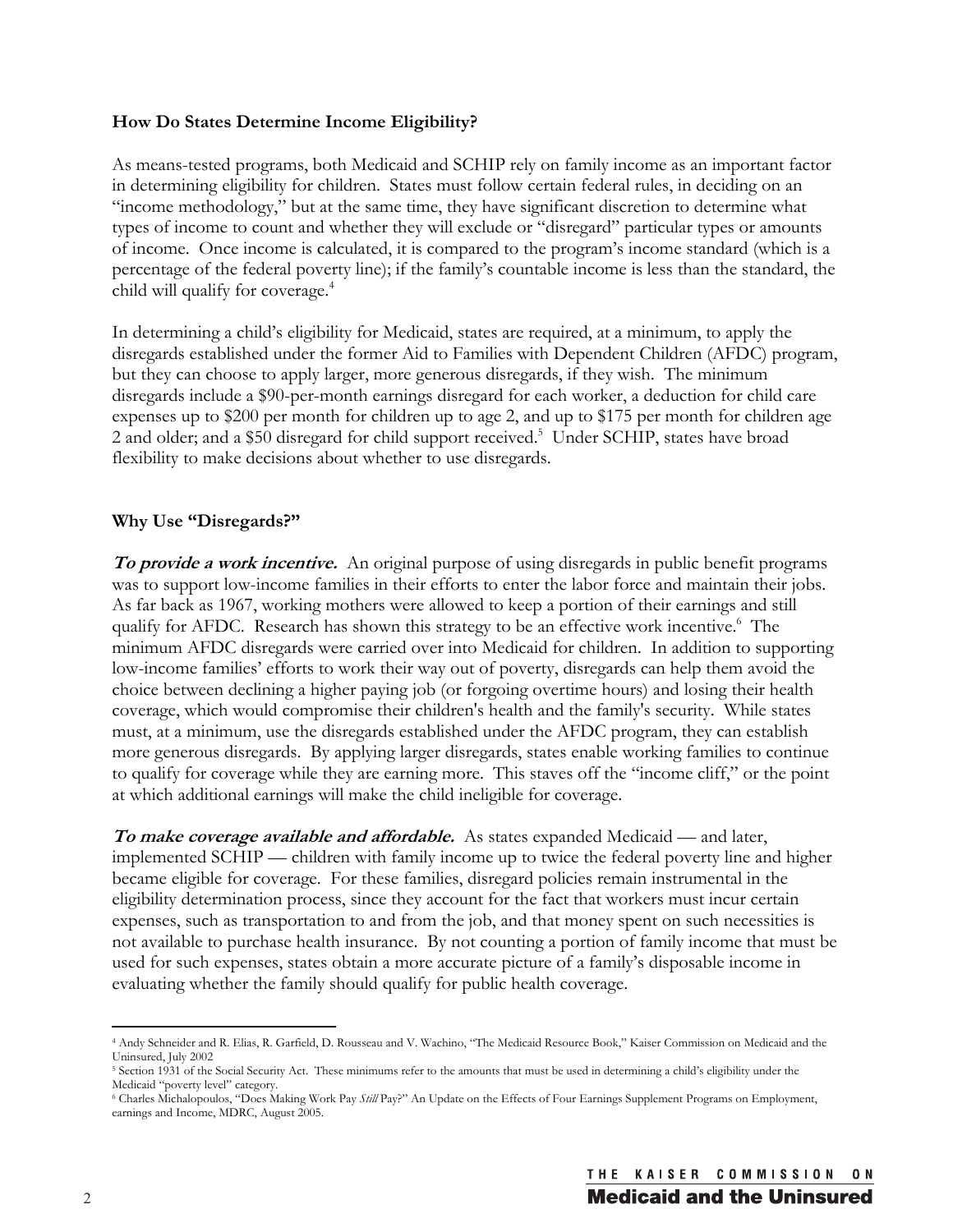**How Do States Determine Income Eligibility?**

As means-tested programs, both Medicaid and SCHIP rely on family income as an important factor in determining eligibility for children. States must follow certain federal rules, in deciding on an "income methodology," but at the same time, they have significant discretion to determine what types of income to count and whether they will exclude or "disregard" particular types or amounts of income. Once income is calculated, it is compared to the program's income standard (which is a percentage of the federal poverty line); if the family's countable income is less than the standard, the child will qualify for coverage.[4]

In determining a child's eligibility for Medicaid, states are required, at a minimum, to apply the disregards established under the former Aid to Families with Dependent Children (AFDC) program, but they can choose to apply larger, more generous disregards, if they wish. The minimum disregards include a $90-per-month earnings disregard for each worker, a deduction for child care expenses up to $200 per month for children up to age 2, and up to $175 per month for children age 2 and older; and a $50 disregard for child support received.[5] Under SCHIP, states have broad flexibility to make decisions about whether to use disregards.

**Why Use "Disregards?"**

***To provide a work incentive.*** An original purpose of using disregards in public benefit programs was to support low-income families in their efforts to enter the labor force and maintain their jobs. As far back as 1967, working mothers were allowed to keep a portion of their earnings and still qualify for AFDC. Research has shown this strategy to be an effective work incentive.[6] The minimum AFDC disregards were carried over into Medicaid for children. In addition to supporting low-income families' efforts to work their way out of poverty, disregards can help them avoid the choice between declining a higher paying job (or forgoing overtime hours) and losing their health coverage, which would compromise their children's health and the family's security. While states must, at a minimum, use the disregards established under the AFDC program, they can establish more generous disregards. By applying larger disregards, states enable working families to continue to qualify for coverage while they are earning more. This staves off the "income cliff," or the point at which additional earnings will make the child ineligible for coverage.

***To make coverage available and affordable.*** As states expanded Medicaid — and later, implemented SCHIP — children with family income up to twice the federal poverty line and higher became eligible for coverage. For these families, disregard policies remain instrumental in the eligibility determination process, since they account for the fact that workers must incur certain expenses, such as transportation to and from the job, and that money spent on such necessities is not available to purchase health insurance. By not counting a portion of family income that must be used for such expenses, states obtain a more accurate picture of a family's disposable income in evaluating whether the family should qualify for public health coverage.

---

[4] Andy Schneider and R. Elias, R. Garfield, D. Rousseau and V. Wachino, "The Medicaid Resource Book," Kaiser Commission on Medicaid and the Uninsured, July 2002

[5] Section 1931 of the Social Security Act. These minimums refer to the amounts that must be used in determining a child's eligibility under the Medicaid "poverty level" category.

[6] Charles Michalopoulos, "Does Making Work Pay *Still* Pay?" An Update on the Effects of Four Earnings Supplement Programs on Employment, earnings and Income, MDRC, August 2005.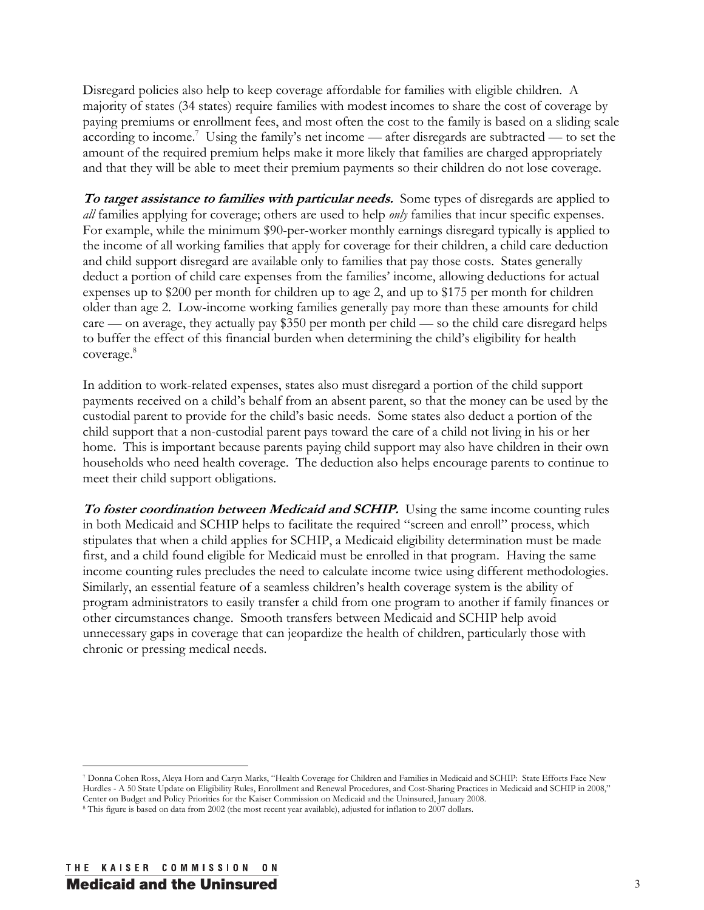Disregard policies also help to keep coverage affordable for families with eligible children. A majority of states (34 states) require families with modest incomes to share the cost of coverage by paying premiums or enrollment fees, and most often the cost to the family is based on a sliding scale according to income.[7] Using the family's net income — after disregards are subtracted — to set the amount of the required premium helps make it more likely that families are charged appropriately and that they will be able to meet their premium payments so their children do not lose coverage.

***To target assistance to families with particular needs.*** Some types of disregards are applied to *all* families applying for coverage; others are used to help *only* families that incur specific expenses. For example, while the minimum $90-per-worker monthly earnings disregard typically is applied to the income of all working families that apply for coverage for their children, a child care deduction and child support disregard are available only to families that pay those costs. States generally deduct a portion of child care expenses from the families' income, allowing deductions for actual expenses up to $200 per month for children up to age 2, and up to $175 per month for children older than age 2. Low-income working families generally pay more than these amounts for child care — on average, they actually pay $350 per month per child — so the child care disregard helps to buffer the effect of this financial burden when determining the child's eligibility for health coverage.[8]

In addition to work-related expenses, states also must disregard a portion of the child support payments received on a child's behalf from an absent parent, so that the money can be used by the custodial parent to provide for the child's basic needs. Some states also deduct a portion of the child support that a non-custodial parent pays toward the care of a child not living in his or her home. This is important because parents paying child support may also have children in their own households who need health coverage. The deduction also helps encourage parents to continue to meet their child support obligations.

***To foster coordination between Medicaid and SCHIP.*** Using the same income counting rules in both Medicaid and SCHIP helps to facilitate the required "screen and enroll" process, which stipulates that when a child applies for SCHIP, a Medicaid eligibility determination must be made first, and a child found eligible for Medicaid must be enrolled in that program. Having the same income counting rules precludes the need to calculate income twice using different methodologies. Similarly, an essential feature of a seamless children's health coverage system is the ability of program administrators to easily transfer a child from one program to another if family finances or other circumstances change. Smooth transfers between Medicaid and SCHIP help avoid unnecessary gaps in coverage that can jeopardize the health of children, particularly those with chronic or pressing medical needs.

---

[7] Donna Cohen Ross, Aleya Horn and Caryn Marks, "Health Coverage for Children and Families in Medicaid and SCHIP: State Efforts Face New Hurdles - A 50 State Update on Eligibility Rules, Enrollment and Renewal Procedures, and Cost-Sharing Practices in Medicaid and SCHIP in 2008," Center on Budget and Policy Priorities for the Kaiser Commission on Medicaid and the Uninsured, January 2008.

[8] This figure is based on data from 2002 (the most recent year available), adjusted for inflation to 2007 dollars.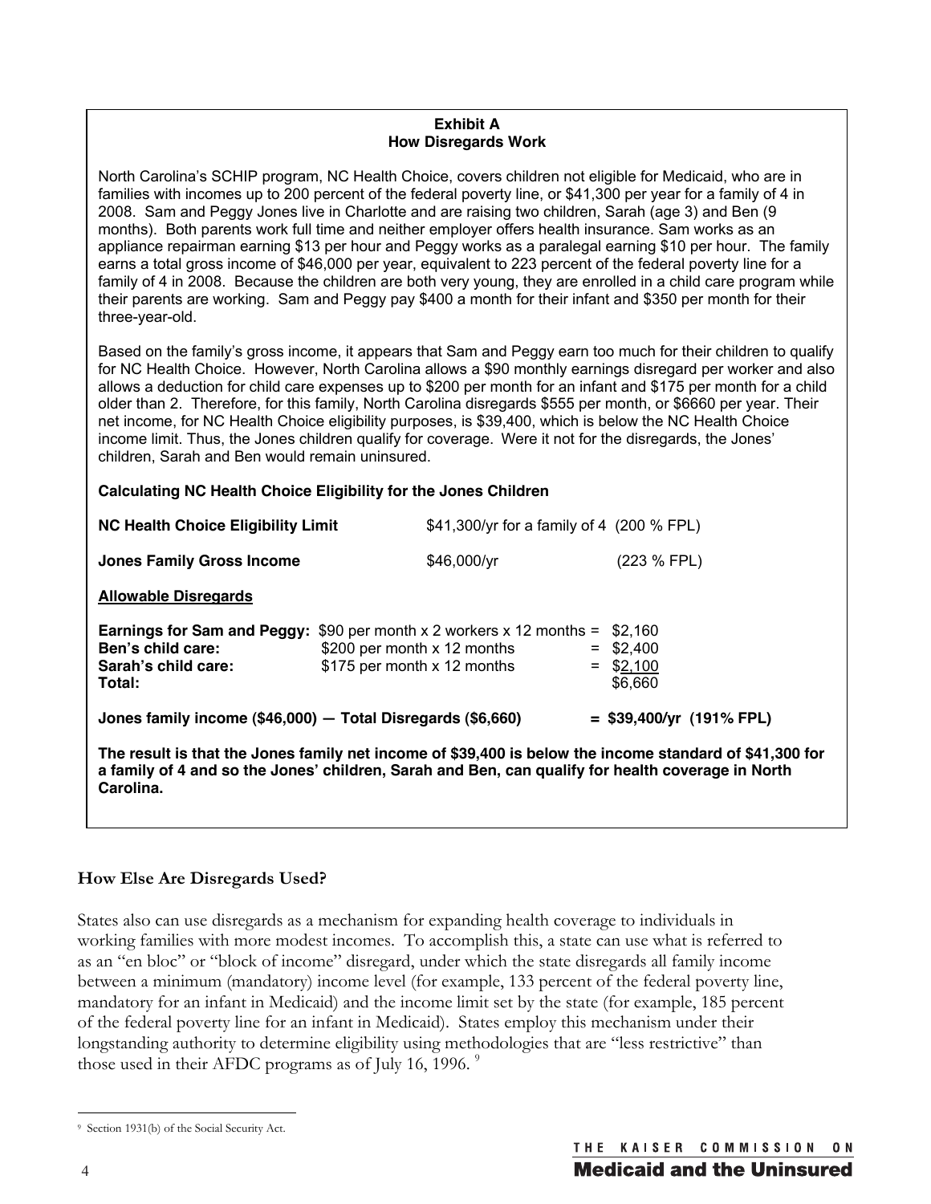**Exhibit A**
**How Disregards Work**

North Carolina's SCHIP program, NC Health Choice, covers children not eligible for Medicaid, who are in families with incomes up to 200 percent of the federal poverty line, or $41,300 per year for a family of 4 in 2008. Sam and Peggy Jones live in Charlotte and are raising two children, Sarah (age 3) and Ben (9 months). Both parents work full time and neither employer offers health insurance. Sam works as an appliance repairman earning $13 per hour and Peggy works as a paralegal earning $10 per hour. The family earns a total gross income of $46,000 per year, equivalent to 223 percent of the federal poverty line for a family of 4 in 2008. Because the children are both very young, they are enrolled in a child care program while their parents are working. Sam and Peggy pay $400 a month for their infant and $350 per month for their three-year-old.

Based on the family's gross income, it appears that Sam and Peggy earn too much for their children to qualify for NC Health Choice. However, North Carolina allows a $90 monthly earnings disregard per worker and also allows a deduction for child care expenses up to $200 per month for an infant and $175 per month for a child older than 2. Therefore, for this family, North Carolina disregards $555 per month, or $6660 per year. Their net income, for NC Health Choice eligibility purposes, is $39,400, which is below the NC Health Choice income limit. Thus, the Jones children qualify for coverage. Were it not for the disregards, the Jones' children, Sarah and Ben would remain uninsured.

**Calculating NC Health Choice Eligibility for the Jones Children**

| | | |
|---|---|---|
| **NC Health Choice Eligibility Limit** | $41,300/yr for a family of 4 | (200 % FPL) |
| **Jones Family Gross Income** | $46,000/yr | (223 % FPL) |

**Allowable Disregards**

| | | |
|---|---|---|
| **Earnings for Sam and Peggy:** | $90 per month x 2 workers x 12 months = | $2,160 |
| **Ben's child care:** | $200 per month x 12 months = | $2,400 |
| **Sarah's child care:** | $175 per month x 12 months = | $2,100 |
| **Total:** | | $6,660 |

**Jones family income ($46,000) — Total Disregards ($6,660) = $39,400/yr (191% FPL)**

**The result is that the Jones family net income of $39,400 is below the income standard of $41,300 for a family of 4 and so the Jones' children, Sarah and Ben, can qualify for health coverage in North Carolina.**

## How Else Are Disregards Used?

States also can use disregards as a mechanism for expanding health coverage to individuals in working families with more modest incomes. To accomplish this, a state can use what is referred to as an "en bloc" or "block of income" disregard, under which the state disregards all family income between a minimum (mandatory) income level (for example, 133 percent of the federal poverty line, mandatory for an infant in Medicaid) and the income limit set by the state (for example, 185 percent of the federal poverty line for an infant in Medicaid). States employ this mechanism under their longstanding authority to determine eligibility using methodologies that are "less restrictive" than those used in their AFDC programs as of July 16, 1996. [9]

[9] Section 1931(b) of the Social Security Act.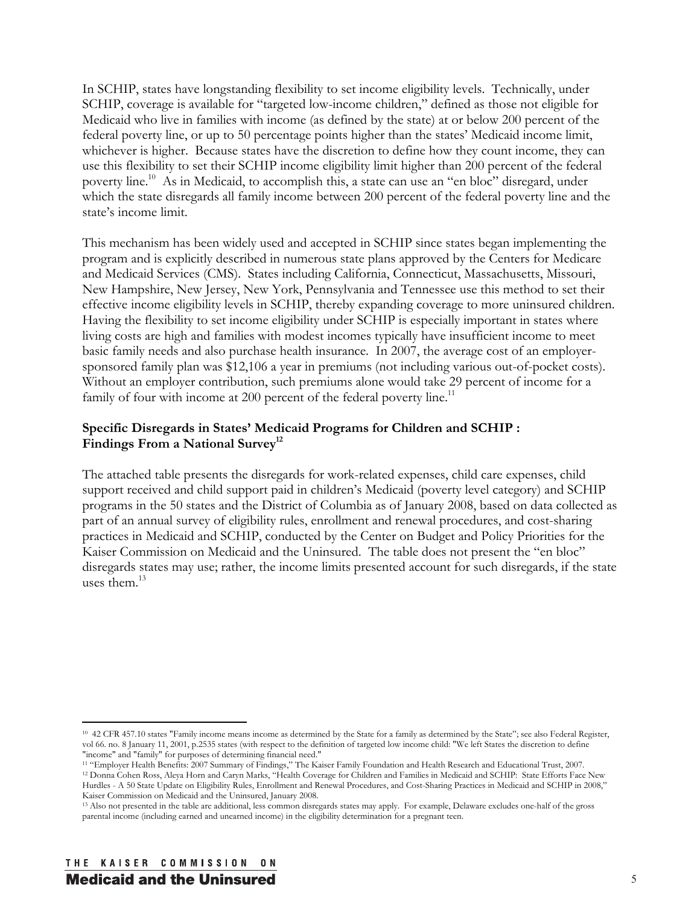In SCHIP, states have longstanding flexibility to set income eligibility levels. Technically, under SCHIP, coverage is available for "targeted low-income children," defined as those not eligible for Medicaid who live in families with income (as defined by the state) at or below 200 percent of the federal poverty line, or up to 50 percentage points higher than the states' Medicaid income limit, whichever is higher. Because states have the discretion to define how they count income, they can use this flexibility to set their SCHIP income eligibility limit higher than 200 percent of the federal poverty line.[10] As in Medicaid, to accomplish this, a state can use an "en bloc" disregard, under which the state disregards all family income between 200 percent of the federal poverty line and the state's income limit.

This mechanism has been widely used and accepted in SCHIP since states began implementing the program and is explicitly described in numerous state plans approved by the Centers for Medicare and Medicaid Services (CMS). States including California, Connecticut, Massachusetts, Missouri, New Hampshire, New Jersey, New York, Pennsylvania and Tennessee use this method to set their effective income eligibility levels in SCHIP, thereby expanding coverage to more uninsured children. Having the flexibility to set income eligibility under SCHIP is especially important in states where living costs are high and families with modest incomes typically have insufficient income to meet basic family needs and also purchase health insurance. In 2007, the average cost of an employer-sponsored family plan was $12,106 a year in premiums (not including various out-of-pocket costs). Without an employer contribution, such premiums alone would take 29 percent of income for a family of four with income at 200 percent of the federal poverty line.[11]

**Specific Disregards in States' Medicaid Programs for Children and SCHIP : Findings From a National Survey[12]**

The attached table presents the disregards for work-related expenses, child care expenses, child support received and child support paid in children's Medicaid (poverty level category) and SCHIP programs in the 50 states and the District of Columbia as of January 2008, based on data collected as part of an annual survey of eligibility rules, enrollment and renewal procedures, and cost-sharing practices in Medicaid and SCHIP, conducted by the Center on Budget and Policy Priorities for the Kaiser Commission on Medicaid and the Uninsured. The table does not present the "en bloc" disregards states may use; rather, the income limits presented account for such disregards, if the state uses them.[13]

---

[10] 42 CFR 457.10 states "Family income means income as determined by the State for a family as determined by the State"; see also Federal Register, vol 66. no. 8 January 11, 2001, p.2535 states (with respect to the definition of targeted low income child: "We left States the discretion to define "income" and "family" for purposes of determining financial need."

[11] "Employer Health Benefits: 2007 Summary of Findings," The Kaiser Family Foundation and Health Research and Educational Trust, 2007.

[12] Donna Cohen Ross, Aleya Horn and Caryn Marks, "Health Coverage for Children and Families in Medicaid and SCHIP: State Efforts Face New Hurdles - A 50 State Update on Eligibility Rules, Enrollment and Renewal Procedures, and Cost-Sharing Practices in Medicaid and SCHIP in 2008," Kaiser Commission on Medicaid and the Uninsured, January 2008.

[13] Also not presented in the table are additional, less common disregards states may apply. For example, Delaware excludes one-half of the gross parental income (including earned and unearned income) in the eligibility determination for a pregnant teen.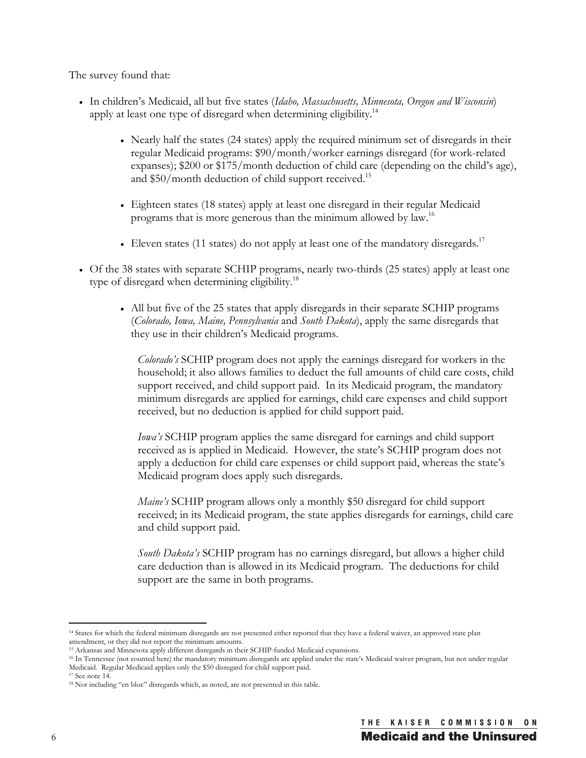The survey found that:

- In children's Medicaid, all but five states (*Idaho, Massachusetts, Minnesota, Oregon and Wisconsin*) apply at least one type of disregard when determining eligibility.[14]

    - Nearly half the states (24 states) apply the required minimum set of disregards in their regular Medicaid programs: $90/month/worker earnings disregard (for work-related expanses); $200 or $175/month deduction of child care (depending on the child's age), and $50/month deduction of child support received.[15]

    - Eighteen states (18 states) apply at least one disregard in their regular Medicaid programs that is more generous than the minimum allowed by law.[16]

    - Eleven states (11 states) do not apply at least one of the mandatory disregards.[17]

- Of the 38 states with separate SCHIP programs, nearly two-thirds (25 states) apply at least one type of disregard when determining eligibility.[18]

    - All but five of the 25 states that apply disregards in their separate SCHIP programs (*Colorado, Iowa, Maine, Pennsylvania* and *South Dakota*), apply the same disregards that they use in their children's Medicaid programs.

        *Colorado's* SCHIP program does not apply the earnings disregard for workers in the household; it also allows families to deduct the full amounts of child care costs, child support received, and child support paid. In its Medicaid program, the mandatory minimum disregards are applied for earnings, child care expenses and child support received, but no deduction is applied for child support paid.

        *Iowa's* SCHIP program applies the same disregard for earnings and child support received as is applied in Medicaid. However, the state's SCHIP program does not apply a deduction for child care expenses or child support paid, whereas the state's Medicaid program does apply such disregards.

        *Maine's* SCHIP program allows only a monthly $50 disregard for child support received; in its Medicaid program, the state applies disregards for earnings, child care and child support paid.

        *South Dakota's* SCHIP program has no earnings disregard, but allows a higher child care deduction than is allowed in its Medicaid program. The deductions for child support are the same in both programs.

---

[14] States for which the federal minimum disregards are not presented either reported that they have a federal waiver, an approved state plan amendment, or they did not report the minimum amounts.

[15] Arkansas and Minnesota apply different disregards in their SCHIP-funded Medicaid expansions.

[16] In Tennessee (not counted here) the mandatory minimum disregards are applied under the state's Medicaid waiver program, but not under regular Medicaid. Regular Medicaid applies only the $50 disregard for child support paid.

[17] See note 14.

[18] Not including "en bloc" disregards which, as noted, are not presented in this table.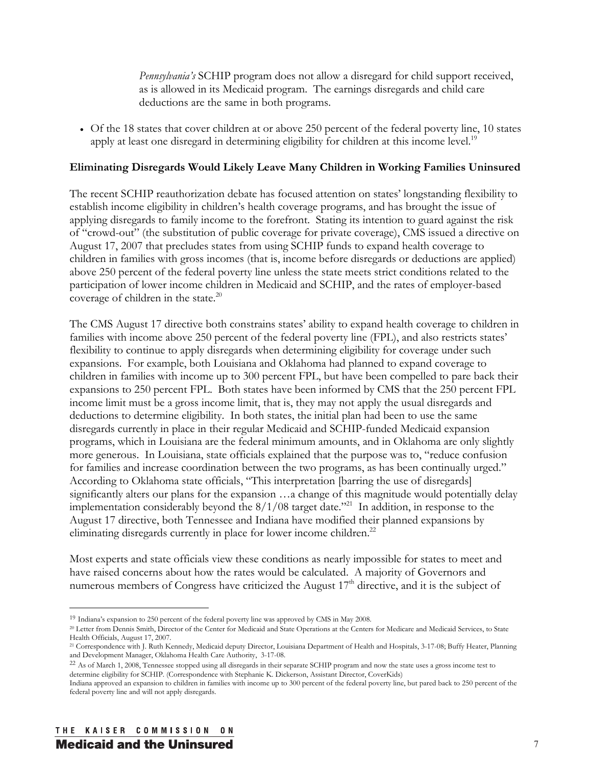*Pennsylvania's* SCHIP program does not allow a disregard for child support received, as is allowed in its Medicaid program. The earnings disregards and child care deductions are the same in both programs.

- Of the 18 states that cover children at or above 250 percent of the federal poverty line, 10 states apply at least one disregard in determining eligibility for children at this income level.[19]

**Eliminating Disregards Would Likely Leave Many Children in Working Families Uninsured**

The recent SCHIP reauthorization debate has focused attention on states' longstanding flexibility to establish income eligibility in children's health coverage programs, and has brought the issue of applying disregards to family income to the forefront. Stating its intention to guard against the risk of "crowd-out" (the substitution of public coverage for private coverage), CMS issued a directive on August 17, 2007 that precludes states from using SCHIP funds to expand health coverage to children in families with gross incomes (that is, income before disregards or deductions are applied) above 250 percent of the federal poverty line unless the state meets strict conditions related to the participation of lower income children in Medicaid and SCHIP, and the rates of employer-based coverage of children in the state.[20]

The CMS August 17 directive both constrains states' ability to expand health coverage to children in families with income above 250 percent of the federal poverty line (FPL), and also restricts states' flexibility to continue to apply disregards when determining eligibility for coverage under such expansions. For example, both Louisiana and Oklahoma had planned to expand coverage to children in families with income up to 300 percent FPL, but have been compelled to pare back their expansions to 250 percent FPL. Both states have been informed by CMS that the 250 percent FPL income limit must be a gross income limit, that is, they may not apply the usual disregards and deductions to determine eligibility. In both states, the initial plan had been to use the same disregards currently in place in their regular Medicaid and SCHIP-funded Medicaid expansion programs, which in Louisiana are the federal minimum amounts, and in Oklahoma are only slightly more generous. In Louisiana, state officials explained that the purpose was to, "reduce confusion for families and increase coordination between the two programs, as has been continually urged." According to Oklahoma state officials, "This interpretation [barring the use of disregards] significantly alters our plans for the expansion …a change of this magnitude would potentially delay implementation considerably beyond the 8/1/08 target date."[21] In addition, in response to the August 17 directive, both Tennessee and Indiana have modified their planned expansions by eliminating disregards currently in place for lower income children.[22]

Most experts and state officials view these conditions as nearly impossible for states to meet and have raised concerns about how the rates would be calculated. A majority of Governors and numerous members of Congress have criticized the August 17th directive, and it is the subject of

---

[19] Indiana's expansion to 250 percent of the federal poverty line was approved by CMS in May 2008.

[20] Letter from Dennis Smith, Director of the Center for Medicaid and State Operations at the Centers for Medicare and Medicaid Services, to State Health Officials, August 17, 2007.

[21] Correspondence with J. Ruth Kennedy, Medicaid deputy Director, Louisiana Department of Health and Hospitals, 3-17-08; Buffy Heater, Planning and Development Manager, Oklahoma Health Care Authority, 3-17-08.

[22] As of March 1, 2008, Tennessee stopped using all disregards in their separate SCHIP program and now the state uses a gross income test to determine eligibility for SCHIP. (Correspondence with Stephanie K. Dickerson, Assistant Director, CoverKids)
Indiana approved an expansion to children in families with income up to 300 percent of the federal poverty line, but pared back to 250 percent of the federal poverty line and will not apply disregards.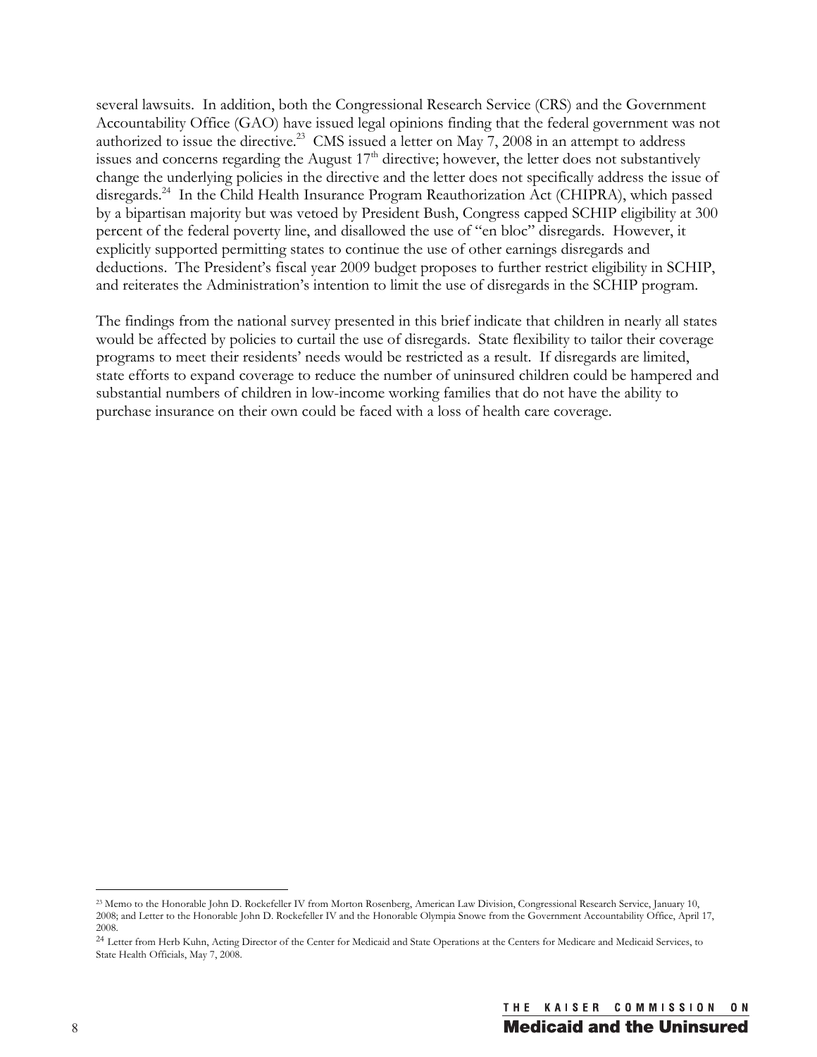several lawsuits. In addition, both the Congressional Research Service (CRS) and the Government Accountability Office (GAO) have issued legal opinions finding that the federal government was not authorized to issue the directive.[23] CMS issued a letter on May 7, 2008 in an attempt to address issues and concerns regarding the August 17th directive; however, the letter does not substantively change the underlying policies in the directive and the letter does not specifically address the issue of disregards.[24] In the Child Health Insurance Program Reauthorization Act (CHIPRA), which passed by a bipartisan majority but was vetoed by President Bush, Congress capped SCHIP eligibility at 300 percent of the federal poverty line, and disallowed the use of "en bloc" disregards. However, it explicitly supported permitting states to continue the use of other earnings disregards and deductions. The President's fiscal year 2009 budget proposes to further restrict eligibility in SCHIP, and reiterates the Administration's intention to limit the use of disregards in the SCHIP program.

The findings from the national survey presented in this brief indicate that children in nearly all states would be affected by policies to curtail the use of disregards. State flexibility to tailor their coverage programs to meet their residents' needs would be restricted as a result. If disregards are limited, state efforts to expand coverage to reduce the number of uninsured children could be hampered and substantial numbers of children in low-income working families that do not have the ability to purchase insurance on their own could be faced with a loss of health care coverage.

---

[23] Memo to the Honorable John D. Rockefeller IV from Morton Rosenberg, American Law Division, Congressional Research Service, January 10, 2008; and Letter to the Honorable John D. Rockefeller IV and the Honorable Olympia Snowe from the Government Accountability Office, April 17, 2008.

[24] Letter from Herb Kuhn, Acting Director of the Center for Medicaid and State Operations at the Centers for Medicare and Medicaid Services, to State Health Officials, May 7, 2008.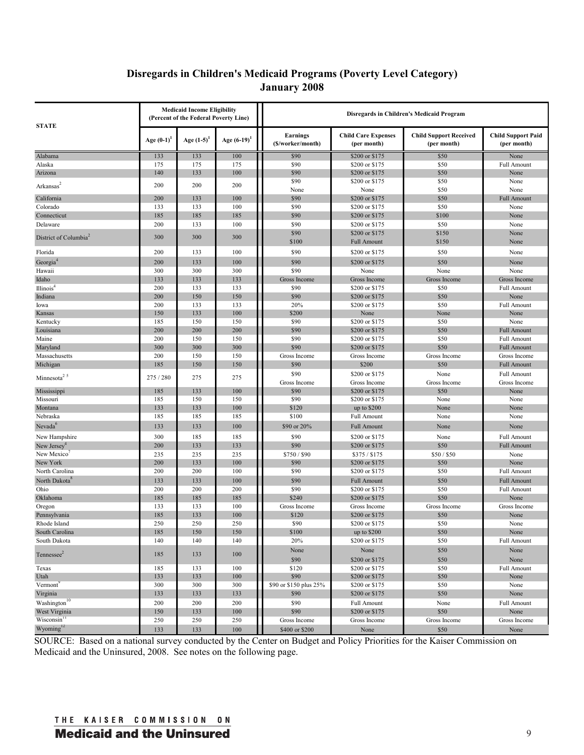# Disregards in Children's Medicaid Programs (Poverty Level Category)
## January 2008

| STATE | Medicaid Income Eligibility (Percent of the Federal Poverty Line) | | | Disregards in Children's Medicaid Program | | | |
|---|---|---|---|---|---|---|---|
| | Age (0-1)[1] | Age (1-5)[1] | Age (6-19)[1] | Earnings ($/worker/month) | Child Care Expenses (per month) | Child Support Received (per month) | Child Support Paid (per month) |
| Alabama | 133 | 133 | 100 | $90 | $200 or $175 | $50 | None |
| Alaska | 175 | 175 | 175 | $90 | $200 or $175 | $50 | Full Amount |
| Arizona | 140 | 133 | 100 | $90 | $200 or $175 | $50 | None |
| Arkansas[2] | 200 | 200 | 200 | $90<br>None | $200 or $175<br>None | $50<br>$50 | None<br>None |
| California | 200 | 133 | 100 | $90 | $200 or $175 | $50 | Full Amount |
| Colorado | 133 | 133 | 100 | $90 | $200 or $175 | $50 | None |
| Connecticut | 185 | 185 | 185 | $90 | $200 or $175 | $100 | None |
| Delaware | 200 | 133 | 100 | $90 | $200 or $175 | $50 | None |
| District of Columbia[2] | 300 | 300 | 300 | $90<br>$100 | $200 or $175<br>Full Amount | $150<br>$150 | None<br>None |
| Florida | 200 | 133 | 100 | $90 | $200 or $175 | $50 | None |
| Georgia[4] | 200 | 133 | 100 | $90 | $200 or $175 | $50 | None |
| Hawaii | 300 | 300 | 300 | $90 | None | None | None |
| Idaho | 133 | 133 | 133 | Gross Income | Gross Income | Gross Income | Gross Income |
| Illinois[4] | 200 | 133 | 133 | $90 | $200 or $175 | $50 | Full Amount |
| Indiana | 200 | 150 | 150 | $90 | $200 or $175 | $50 | None |
| Iowa | 200 | 133 | 133 | 20% | $200 or $175 | $50 | Full Amount |
| Kansas | 150 | 133 | 100 | $200 | None | None | None |
| Kentucky | 185 | 150 | 150 | $90 | $200 or $175 | $50 | None |
| Louisiana | 200 | 200 | 200 | $90 | $200 or $175 | $50 | Full Amount |
| Maine | 200 | 150 | 150 | $90 | $200 or $175 | $50 | Full Amount |
| Maryland | 300 | 300 | 300 | $90 | $200 or $175 | $50 | Full Amount |
| Massachusetts | 200 | 150 | 150 | Gross Income | Gross Income | Gross Income | Gross Income |
| Michigan | 185 | 150 | 150 | $90 | $200 | $50 | Full Amount |
| Minnesota[2 5] | 275 / 280 | 275 | 275 | $90<br>Gross Income | $200 or $175<br>Gross Income | None<br>Gross Income | Full Amount<br>Gross Income |
| Mississippi | 185 | 133 | 100 | $90 | $200 or $175 | $50 | None |
| Missouri | 185 | 150 | 150 | $90 | $200 or $175 | None | None |
| Montana | 133 | 133 | 100 | $120 | up to $200 | None | None |
| Nebraska | 185 | 185 | 185 | $100 | Full Amount | None | None |
| Nevada[6] | 133 | 133 | 100 | $90 or 20% | Full Amount | None | None |
| New Hampshire | 300 | 185 | 185 | $90 | $200 or $175 | None | Full Amount |
| New Jersey[4] | 200 | 133 | 133 | $90 | $200 or $175 | $50 | Full Amount |
| New Mexico[7] | 235 | 235 | 235 | $750 / $90 | $375 / $175 | $50 / $50 | None |
| New York | 200 | 133 | 100 | $90 | $200 or $175 | $50 | None |
| North Carolina | 200 | 200 | 100 | $90 | $200 or $175 | $50 | Full Amount |
| North Dakota[8] | 133 | 133 | 100 | $90 | Full Amount | $50 | Full Amount |
| Ohio | 200 | 200 | 200 | $90 | $200 or $175 | $50 | Full Amount |
| Oklahoma | 185 | 185 | 185 | $240 | $200 or $175 | $50 | None |
| Oregon | 133 | 133 | 100 | Gross Income | Gross Income | Gross Income | Gross Income |
| Pennsylvania | 185 | 133 | 100 | $120 | $200 or $175 | $50 | None |
| Rhode Island | 250 | 250 | 250 | $90 | $200 or $175 | $50 | None |
| South Carolina | 185 | 150 | 150 | $100 | up to $200 | $50 | None |
| South Dakota | 140 | 140 | 140 | 20% | $200 or $175 | $50 | Full Amount |
| Tennessee[2] | 185 | 133 | 100 | None<br>$90 | None<br>$200 or $175 | $50<br>$50 | None<br>None |
| Texas | 185 | 133 | 100 | $120 | $200 or $175 | $50 | Full Amount |
| Utah | 133 | 133 | 100 | $90 | $200 or $175 | $50 | None |
| Vermont[9] | 300 | 300 | 300 | $90 or $150 plus 25% | $200 or $175 | $50 | None |
| Virginia | 133 | 133 | 133 | $90 | $200 or $175 | $50 | None |
| Washington[10] | 200 | 200 | 200 | $90 | Full Amount | None | Full Amount |
| West Virginia | 150 | 133 | 100 | $90 | $200 or $175 | $50 | None |
| Wisconsin[11] | 250 | 250 | 250 | Gross Income | Gross Income | Gross Income | Gross Income |
| Wyoming[12] | 133 | 133 | 100 | $400 or $200 | None | $50 | None |

SOURCE: Based on a national survey conducted by the Center on Budget and Policy Priorities for the Kaiser Commission on Medicaid and the Uninsured, 2008. See notes on the following page.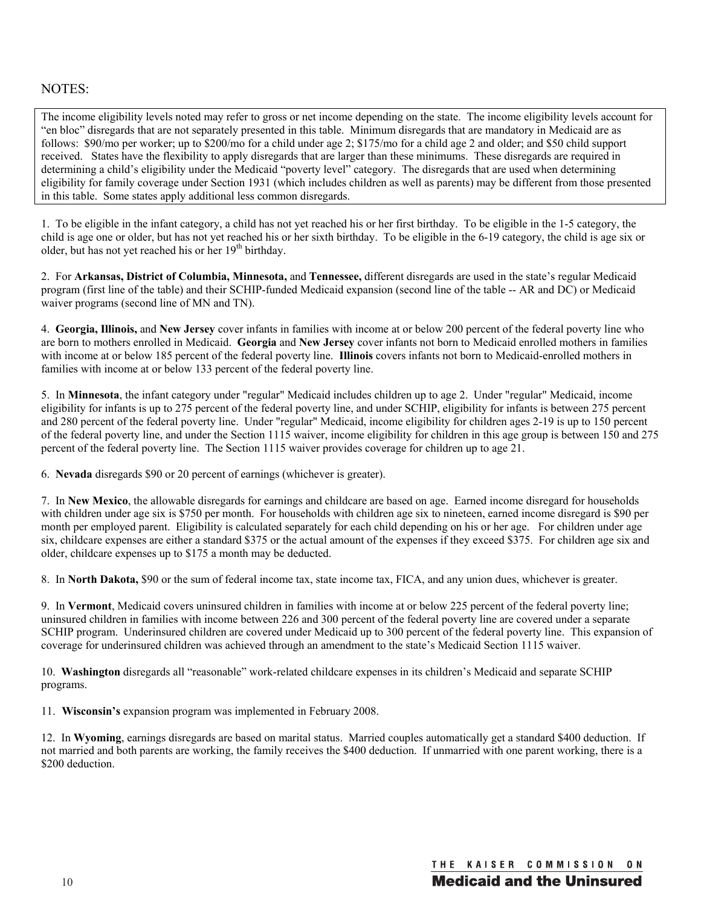NOTES:

The income eligibility levels noted may refer to gross or net income depending on the state. The income eligibility levels account for "en bloc" disregards that are not separately presented in this table. Minimum disregards that are mandatory in Medicaid are as follows: \$90/mo per worker; up to \$200/mo for a child under age 2; \$175/mo for a child age 2 and older; and \$50 child support received. States have the flexibility to apply disregards that are larger than these minimums. These disregards are required in determining a child's eligibility under the Medicaid "poverty level" category. The disregards that are used when determining eligibility for family coverage under Section 1931 (which includes children as well as parents) may be different from those presented in this table. Some states apply additional less common disregards.

1. To be eligible in the infant category, a child has not yet reached his or her first birthday. To be eligible in the 1-5 category, the child is age one or older, but has not yet reached his or her sixth birthday. To be eligible in the 6-19 category, the child is age six or older, but has not yet reached his or her 19th birthday.

2. For **Arkansas, District of Columbia, Minnesota,** and **Tennessee,** different disregards are used in the state's regular Medicaid program (first line of the table) and their SCHIP-funded Medicaid expansion (second line of the table -- AR and DC) or Medicaid waiver programs (second line of MN and TN).

4. **Georgia, Illinois,** and **New Jersey** cover infants in families with income at or below 200 percent of the federal poverty line who are born to mothers enrolled in Medicaid. **Georgia** and **New Jersey** cover infants not born to Medicaid enrolled mothers in families with income at or below 185 percent of the federal poverty line. **Illinois** covers infants not born to Medicaid-enrolled mothers in families with income at or below 133 percent of the federal poverty line.

5. In **Minnesota**, the infant category under "regular" Medicaid includes children up to age 2. Under "regular" Medicaid, income eligibility for infants is up to 275 percent of the federal poverty line, and under SCHIP, eligibility for infants is between 275 percent and 280 percent of the federal poverty line. Under "regular" Medicaid, income eligibility for children ages 2-19 is up to 150 percent of the federal poverty line, and under the Section 1115 waiver, income eligibility for children in this age group is between 150 and 275 percent of the federal poverty line. The Section 1115 waiver provides coverage for children up to age 21.

6. **Nevada** disregards \$90 or 20 percent of earnings (whichever is greater).

7. In **New Mexico**, the allowable disregards for earnings and childcare are based on age. Earned income disregard for households with children under age six is \$750 per month. For households with children age six to nineteen, earned income disregard is \$90 per month per employed parent. Eligibility is calculated separately for each child depending on his or her age. For children under age six, childcare expenses are either a standard \$375 or the actual amount of the expenses if they exceed \$375. For children age six and older, childcare expenses up to \$175 a month may be deducted.

8. In **North Dakota,** \$90 or the sum of federal income tax, state income tax, FICA, and any union dues, whichever is greater.

9. In **Vermont**, Medicaid covers uninsured children in families with income at or below 225 percent of the federal poverty line; uninsured children in families with income between 226 and 300 percent of the federal poverty line are covered under a separate SCHIP program. Underinsured children are covered under Medicaid up to 300 percent of the federal poverty line. This expansion of coverage for underinsured children was achieved through an amendment to the state's Medicaid Section 1115 waiver.

10. **Washington** disregards all "reasonable" work-related childcare expenses in its children's Medicaid and separate SCHIP programs.

11. **Wisconsin's** expansion program was implemented in February 2008.

12. In **Wyoming**, earnings disregards are based on marital status. Married couples automatically get a standard \$400 deduction. If not married and both parents are working, the family receives the \$400 deduction. If unmarried with one parent working, there is a \$200 deduction.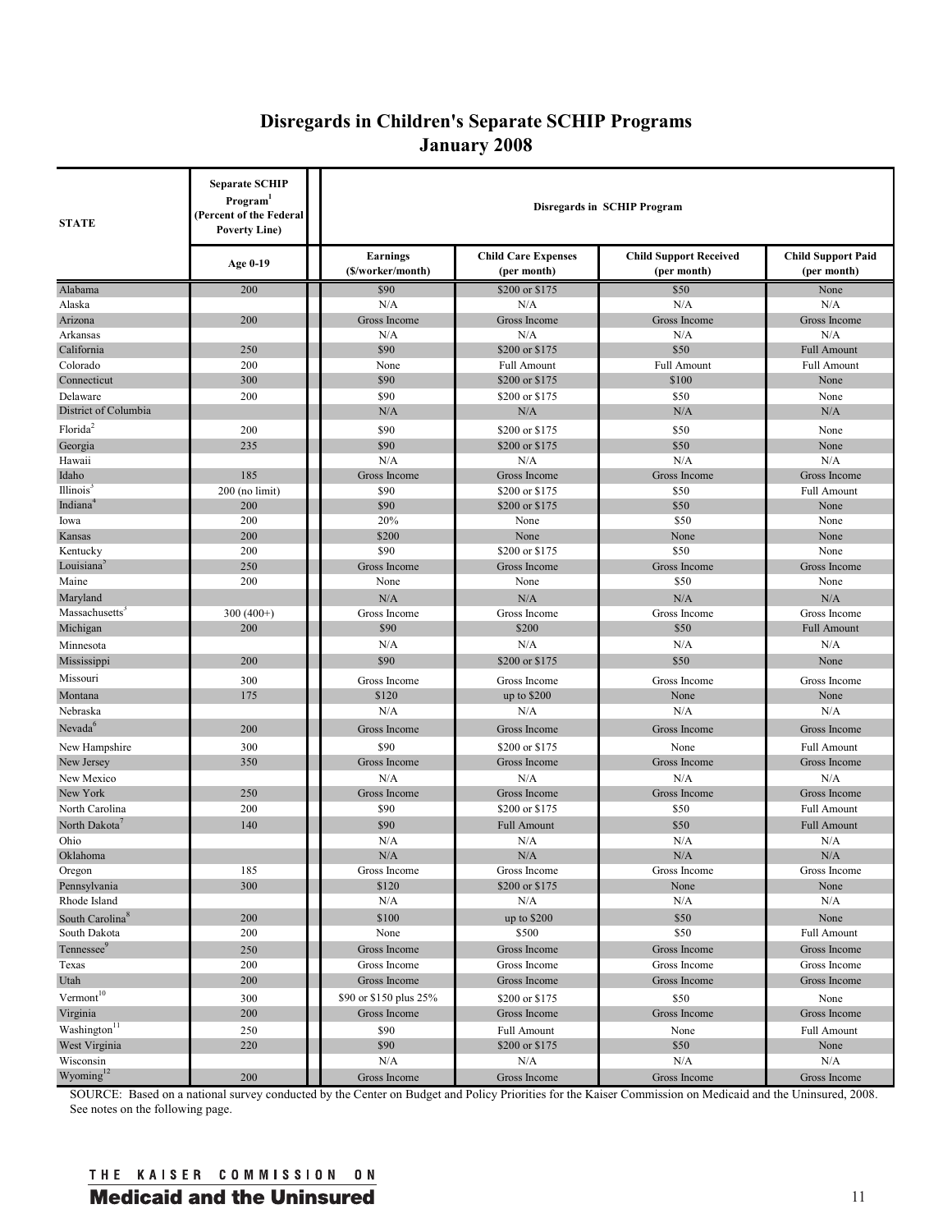# Disregards in Children's Separate SCHIP Programs
## January 2008

| STATE | Separate SCHIP Program[1] (Percent of the Federal Poverty Line) | Disregards in SCHIP Program | | | |
|---|---|---|---|---|---|
| | Age 0-19 | Earnings ($/worker/month) | Child Care Expenses (per month) | Child Support Received (per month) | Child Support Paid (per month) |
| Alabama | 200 | $90 | $200 or $175 | $50 | None |
| Alaska | | N/A | N/A | N/A | N/A |
| Arizona | 200 | Gross Income | Gross Income | Gross Income | Gross Income |
| Arkansas | | N/A | N/A | N/A | N/A |
| California | 250 | $90 | $200 or $175 | $50 | Full Amount |
| Colorado | 200 | None | Full Amount | Full Amount | Full Amount |
| Connecticut | 300 | $90 | $200 or $175 | $100 | None |
| Delaware | 200 | $90 | $200 or $175 | $50 | None |
| District of Columbia | | N/A | N/A | N/A | N/A |
| Florida[2] | 200 | $90 | $200 or $175 | $50 | None |
| Georgia | 235 | $90 | $200 or $175 | $50 | None |
| Hawaii | | N/A | N/A | N/A | N/A |
| Idaho | 185 | Gross Income | Gross Income | Gross Income | Gross Income |
| Illinois[3] | 200 (no limit) | $90 | $200 or $175 | $50 | Full Amount |
| Indiana[4] | 200 | $90 | $200 or $175 | $50 | None |
| Iowa | 200 | 20% | None | $50 | None |
| Kansas | 200 | $200 | None | None | None |
| Kentucky | 200 | $90 | $200 or $175 | $50 | None |
| Louisiana[5] | 250 | Gross Income | Gross Income | Gross Income | Gross Income |
| Maine | 200 | None | None | $50 | None |
| Maryland | | N/A | N/A | N/A | N/A |
| Massachusetts[3] | 300 (400+) | Gross Income | Gross Income | Gross Income | Gross Income |
| Michigan | 200 | $90 | $200 | $50 | Full Amount |
| Minnesota | | N/A | N/A | N/A | N/A |
| Mississippi | 200 | $90 | $200 or $175 | $50 | None |
| Missouri | 300 | Gross Income | Gross Income | Gross Income | Gross Income |
| Montana | 175 | $120 | up to $200 | None | None |
| Nebraska | | N/A | N/A | N/A | N/A |
| Nevada[6] | 200 | Gross Income | Gross Income | Gross Income | Gross Income |
| New Hampshire | 300 | $90 | $200 or $175 | None | Full Amount |
| New Jersey | 350 | Gross Income | Gross Income | Gross Income | Gross Income |
| New Mexico | | N/A | N/A | N/A | N/A |
| New York | 250 | Gross Income | Gross Income | Gross Income | Gross Income |
| North Carolina | 200 | $90 | $200 or $175 | $50 | Full Amount |
| North Dakota[7] | 140 | $90 | Full Amount | $50 | Full Amount |
| Ohio | | N/A | N/A | N/A | N/A |
| Oklahoma | | N/A | N/A | N/A | N/A |
| Oregon | 185 | Gross Income | Gross Income | Gross Income | Gross Income |
| Pennsylvania | 300 | $120 | $200 or $175 | None | None |
| Rhode Island | | N/A | N/A | N/A | N/A |
| South Carolina[8] | 200 | $100 | up to $200 | $50 | None |
| South Dakota | 200 | None | $500 | $50 | Full Amount |
| Tennessee[9] | 250 | Gross Income | Gross Income | Gross Income | Gross Income |
| Texas | 200 | Gross Income | Gross Income | Gross Income | Gross Income |
| Utah | 200 | Gross Income | Gross Income | Gross Income | Gross Income |
| Vermont[10] | 300 | $90 or $150 plus 25% | $200 or $175 | $50 | None |
| Virginia | 200 | Gross Income | Gross Income | Gross Income | Gross Income |
| Washington[11] | 250 | $90 | Full Amount | None | Full Amount |
| West Virginia | 220 | $90 | $200 or $175 | $50 | None |
| Wisconsin | | N/A | N/A | N/A | N/A |
| Wyoming[12] | 200 | Gross Income | Gross Income | Gross Income | Gross Income |

SOURCE: Based on a national survey conducted by the Center on Budget and Policy Priorities for the Kaiser Commission on Medicaid and the Uninsured, 2008. See notes on the following page.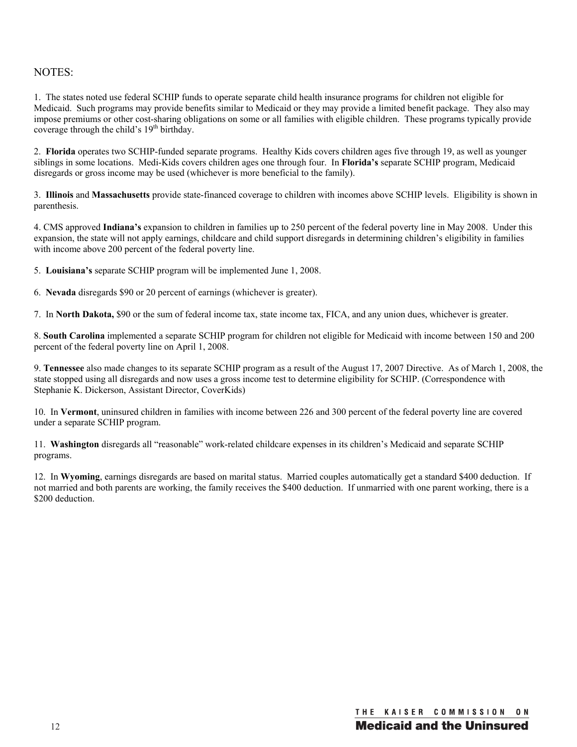NOTES:

1. The states noted use federal SCHIP funds to operate separate child health insurance programs for children not eligible for Medicaid. Such programs may provide benefits similar to Medicaid or they may provide a limited benefit package. They also may impose premiums or other cost-sharing obligations on some or all families with eligible children. These programs typically provide coverage through the child's 19th birthday.

2. **Florida** operates two SCHIP-funded separate programs. Healthy Kids covers children ages five through 19, as well as younger siblings in some locations. Medi-Kids covers children ages one through four. In **Florida's** separate SCHIP program, Medicaid disregards or gross income may be used (whichever is more beneficial to the family).

3. **Illinois** and **Massachusetts** provide state-financed coverage to children with incomes above SCHIP levels. Eligibility is shown in parenthesis.

4. CMS approved **Indiana's** expansion to children in families up to 250 percent of the federal poverty line in May 2008. Under this expansion, the state will not apply earnings, childcare and child support disregards in determining children's eligibility in families with income above 200 percent of the federal poverty line.

5. **Louisiana's** separate SCHIP program will be implemented June 1, 2008.

6. **Nevada** disregards $90 or 20 percent of earnings (whichever is greater).

7. In **North Dakota,** $90 or the sum of federal income tax, state income tax, FICA, and any union dues, whichever is greater.

8. **South Carolina** implemented a separate SCHIP program for children not eligible for Medicaid with income between 150 and 200 percent of the federal poverty line on April 1, 2008.

9. **Tennessee** also made changes to its separate SCHIP program as a result of the August 17, 2007 Directive. As of March 1, 2008, the state stopped using all disregards and now uses a gross income test to determine eligibility for SCHIP. (Correspondence with Stephanie K. Dickerson, Assistant Director, CoverKids)

10. In **Vermont**, uninsured children in families with income between 226 and 300 percent of the federal poverty line are covered under a separate SCHIP program.

11. **Washington** disregards all "reasonable" work-related childcare expenses in its children's Medicaid and separate SCHIP programs.

12. In **Wyoming**, earnings disregards are based on marital status. Married couples automatically get a standard $400 deduction. If not married and both parents are working, the family receives the $400 deduction. If unmarried with one parent working, there is a $200 deduction.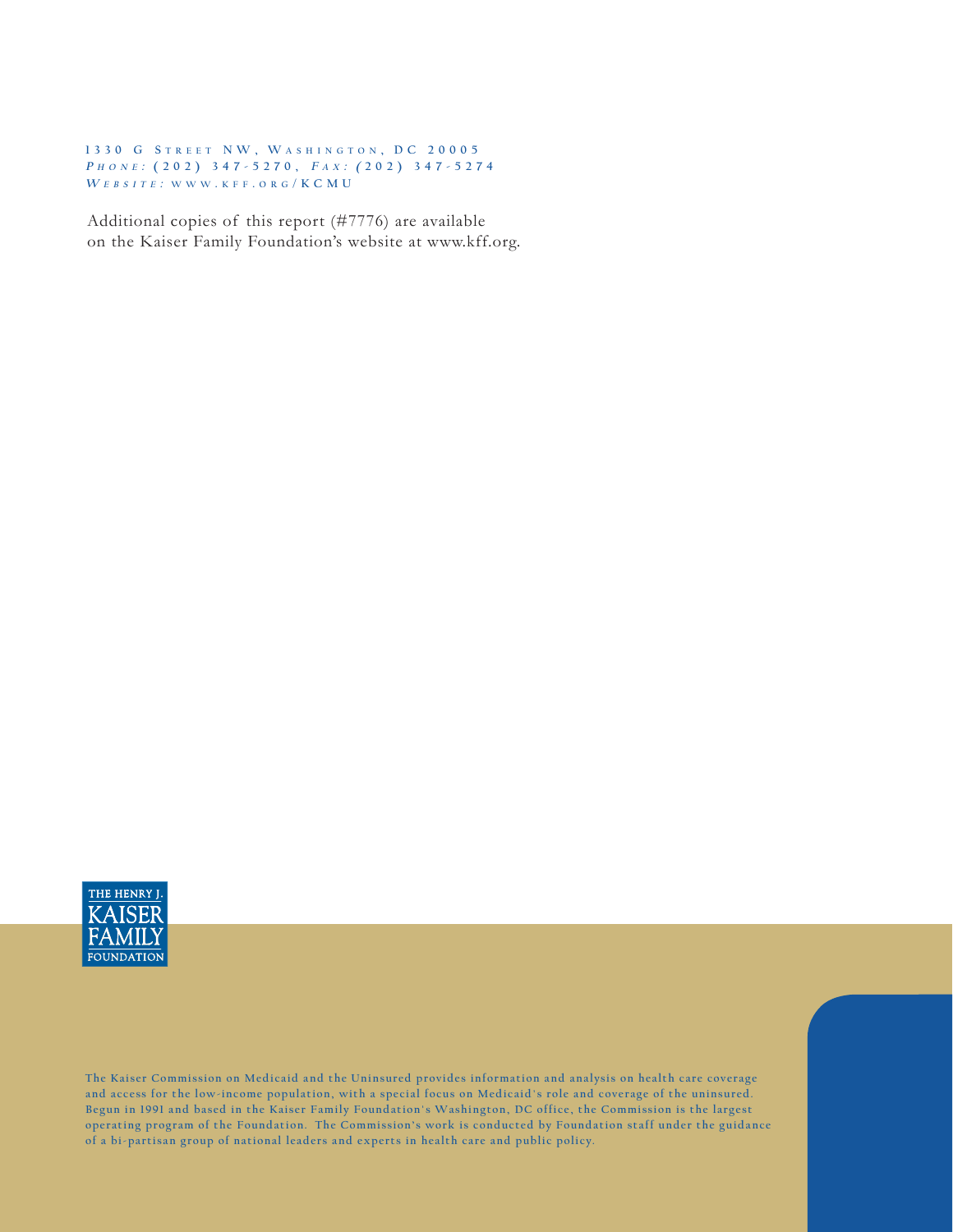1330 G Street NW, Washington, DC 20005
*Phone:* (202) 347-5270, *Fax:* (202) 347-5274
*Website:* www.kff.org/KCMU

Additional copies of this report (#7776) are available on the Kaiser Family Foundation's website at www.kff.org.

THE HENRY J. KAISER FAMILY FOUNDATION

The Kaiser Commission on Medicaid and the Uninsured provides information and analysis on health care coverage and access for the low-income population, with a special focus on Medicaid's role and coverage of the uninsured. Begun in 1991 and based in the Kaiser Family Foundation's Washington, DC office, the Commission is the largest operating program of the Foundation. The Commission's work is conducted by Foundation staff under the guidance of a bi-partisan group of national leaders and experts in health care and public policy.